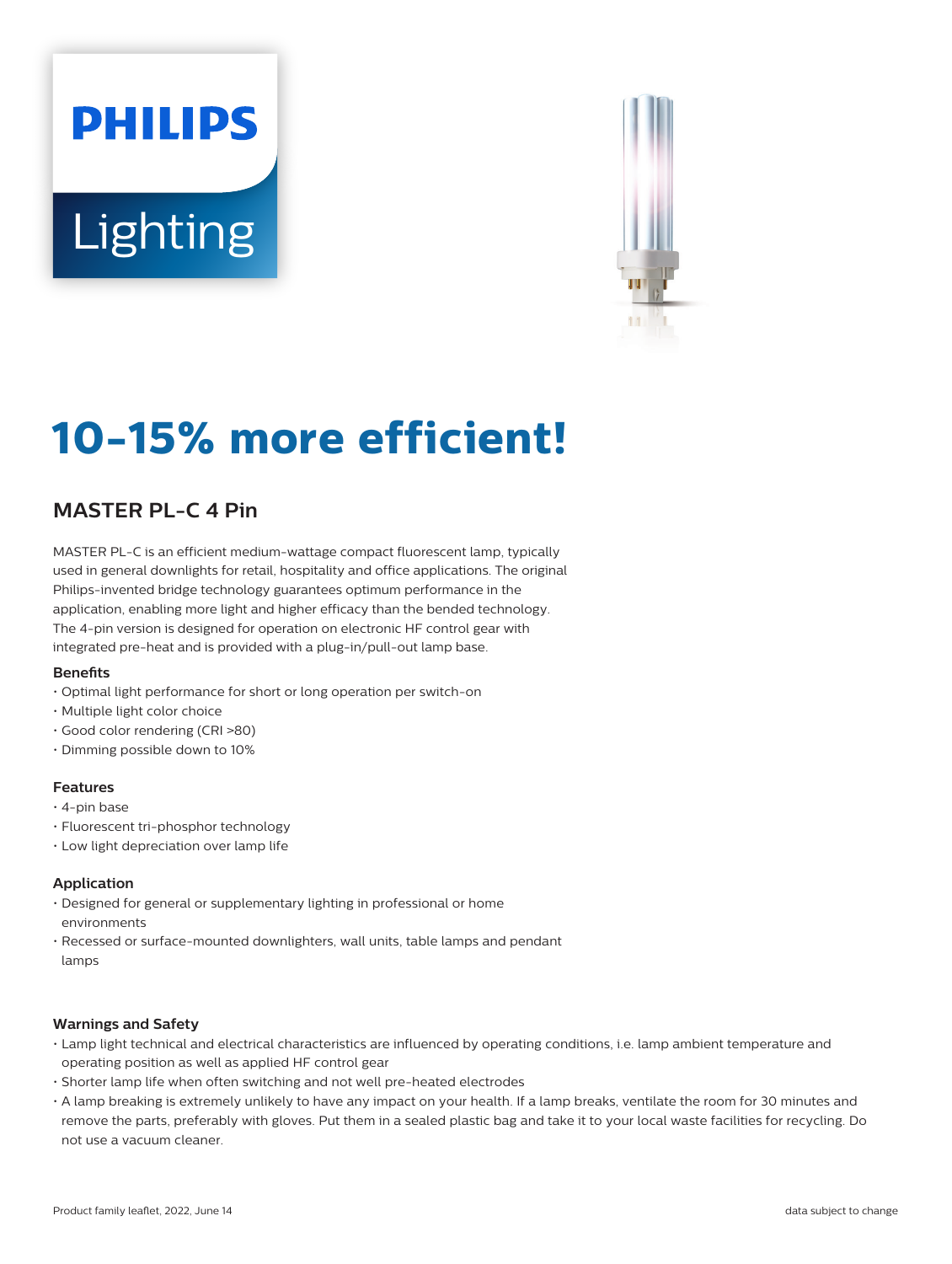PHILIPS

Lighting

# 10-15% more efficient!

## MASTER PL-C 4 Pin

MASTER PL-C is an efficient medium-wattage compact fluorescent lamp, typically used in general downlights for retail, hospitality and office applications. The original Philips-invented bridge technology guarantees optimum performance in the application, enabling more light and higher efficacy than the bended technology. The 4-pin version is designed for operation on electronic HF control gear with integrated pre-heat and is provided with a plug-in/pull-out lamp base.

### Benefits

- Optimal light performance for short or long operation per switch-on
- Multiple light color choice
- Good color rendering (CRI >80)
- Dimming possible down to 10%

### Features

- 4-pin base
- Fluorescent tri-phosphor technology
- Low light depreciation over lamp life

### Application

- Designed for general or supplementary lighting in professional or home environments
- Recessed or surface-mounted downlighters, wall units, table lamps and pendant lamps

### Warnings and Safety

- Lamp light technical and electrical characteristics are influenced by operating conditions, i.e. lamp ambient temperature and operating position as well as applied HF control gear
- Shorter lamp life when often switching and not well pre-heated electrodes
- A lamp breaking is extremely unlikely to have any impact on your health. If a lamp breaks, ventilate the room for 30 minutes and remove the parts, preferably with gloves. Put them in a sealed plastic bag and take it to your local waste facilities for recycling. Do not use a vacuum cleaner.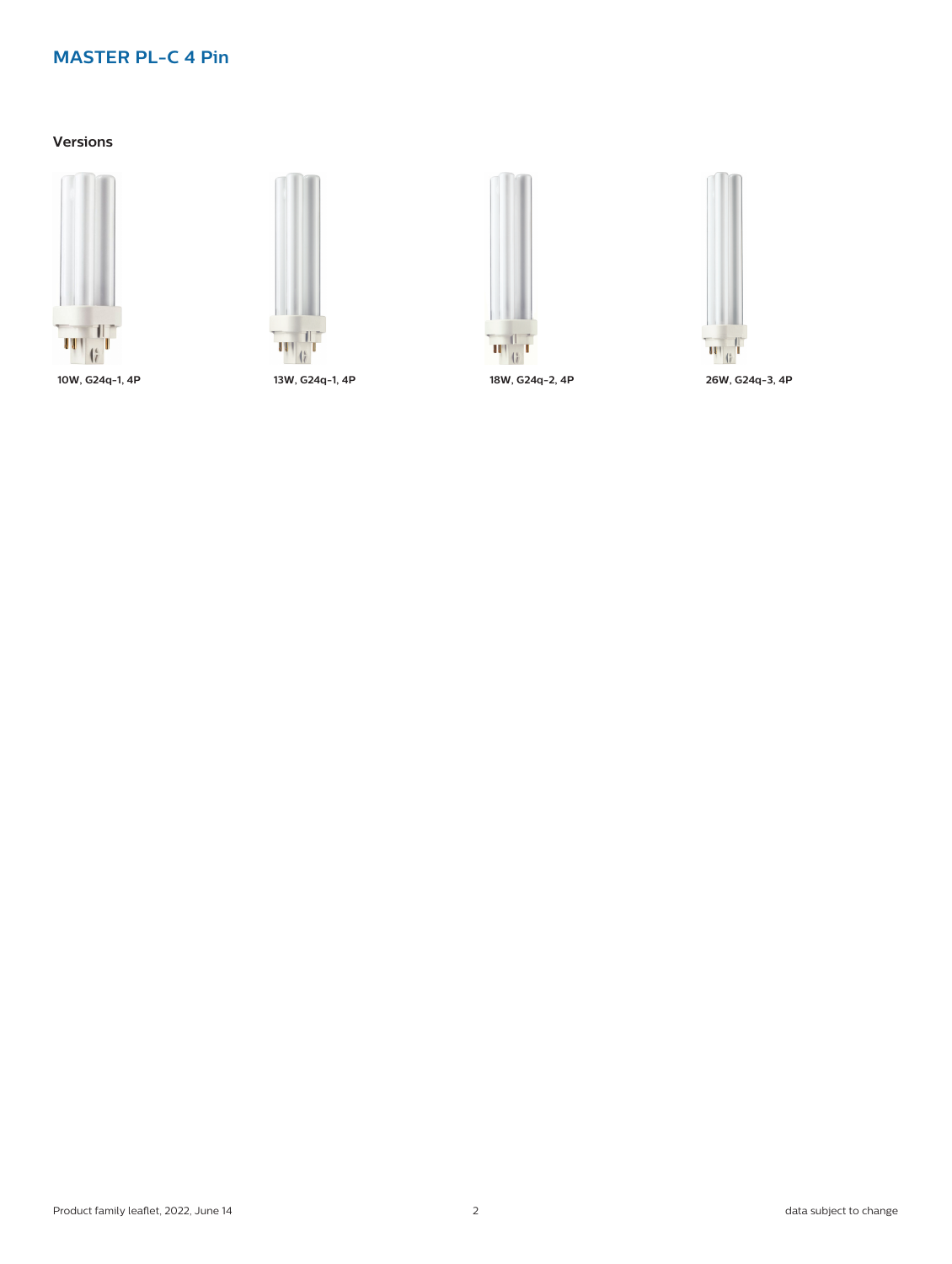## MASTER PL-C 4 Pin

### Versions

10W, G24q-1, 4P

13W, G24q-1, 4P

18W, G24q-2, 4P

26W, G24q-3, 4P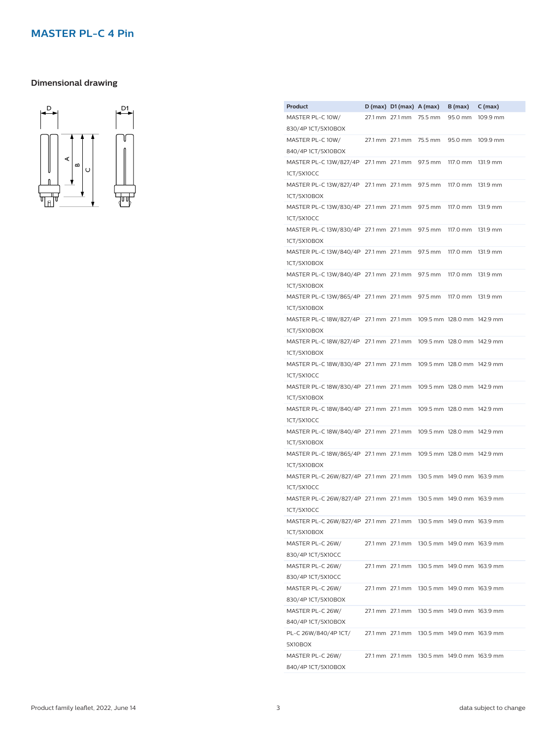## MASTER PL-C 4 Pin

### Dimensional drawing

D
D1
A
B
C

| Product | D (max) | D1 (max) | A (max) | B (max) | C (max) |
|---|---|---|---|---|---|
| MASTER PL-C 10W/830/4P 1CT/5X10BOX | 27.1 mm | 27.1 mm | 75.5 mm | 95.0 mm | 109.9 mm |
| MASTER PL-C 10W/840/4P 1CT/5X10BOX | 27.1 mm | 27.1 mm | 75.5 mm | 95.0 mm | 109.9 mm |
| MASTER PL-C 13W/827/4P 1CT/5X10CC | 27.1 mm | 27.1 mm | 97.5 mm | 117.0 mm | 131.9 mm |
| MASTER PL-C 13W/827/4P 1CT/5X10BOX | 27.1 mm | 27.1 mm | 97.5 mm | 117.0 mm | 131.9 mm |
| MASTER PL-C 13W/830/4P 1CT/5X10CC | 27.1 mm | 27.1 mm | 97.5 mm | 117.0 mm | 131.9 mm |
| MASTER PL-C 13W/830/4P 1CT/5X10BOX | 27.1 mm | 27.1 mm | 97.5 mm | 117.0 mm | 131.9 mm |
| MASTER PL-C 13W/840/4P 1CT/5X10BOX | 27.1 mm | 27.1 mm | 97.5 mm | 117.0 mm | 131.9 mm |
| MASTER PL-C 13W/840/4P 1CT/5X10BOX | 27.1 mm | 27.1 mm | 97.5 mm | 117.0 mm | 131.9 mm |
| MASTER PL-C 13W/865/4P 1CT/5X10BOX | 27.1 mm | 27.1 mm | 97.5 mm | 117.0 mm | 131.9 mm |
| MASTER PL-C 18W/827/4P 1CT/5X10BOX | 27.1 mm | 27.1 mm | 109.5 mm | 128.0 mm | 142.9 mm |
| MASTER PL-C 18W/827/4P 1CT/5X10BOX | 27.1 mm | 27.1 mm | 109.5 mm | 128.0 mm | 142.9 mm |
| MASTER PL-C 18W/830/4P 1CT/5X10CC | 27.1 mm | 27.1 mm | 109.5 mm | 128.0 mm | 142.9 mm |
| MASTER PL-C 18W/830/4P 1CT/5X10BOX | 27.1 mm | 27.1 mm | 109.5 mm | 128.0 mm | 142.9 mm |
| MASTER PL-C 18W/840/4P 1CT/5X10CC | 27.1 mm | 27.1 mm | 109.5 mm | 128.0 mm | 142.9 mm |
| MASTER PL-C 18W/840/4P 1CT/5X10BOX | 27.1 mm | 27.1 mm | 109.5 mm | 128.0 mm | 142.9 mm |
| MASTER PL-C 18W/865/4P 1CT/5X10BOX | 27.1 mm | 27.1 mm | 109.5 mm | 128.0 mm | 142.9 mm |
| MASTER PL-C 26W/827/4P 1CT/5X10CC | 27.1 mm | 27.1 mm | 130.5 mm | 149.0 mm | 163.9 mm |
| MASTER PL-C 26W/827/4P 1CT/5X10CC | 27.1 mm | 27.1 mm | 130.5 mm | 149.0 mm | 163.9 mm |
| MASTER PL-C 26W/827/4P 1CT/5X10BOX | 27.1 mm | 27.1 mm | 130.5 mm | 149.0 mm | 163.9 mm |
| MASTER PL-C 26W/830/4P 1CT/5X10CC | 27.1 mm | 27.1 mm | 130.5 mm | 149.0 mm | 163.9 mm |
| MASTER PL-C 26W/830/4P 1CT/5X10CC | 27.1 mm | 27.1 mm | 130.5 mm | 149.0 mm | 163.9 mm |
| MASTER PL-C 26W/830/4P 1CT/5X10BOX | 27.1 mm | 27.1 mm | 130.5 mm | 149.0 mm | 163.9 mm |
| MASTER PL-C 26W/840/4P 1CT/5X10BOX | 27.1 mm | 27.1 mm | 130.5 mm | 149.0 mm | 163.9 mm |
| PL-C 26W/840/4P 1CT/5X10BOX | 27.1 mm | 27.1 mm | 130.5 mm | 149.0 mm | 163.9 mm |
| MASTER PL-C 26W/840/4P 1CT/5X10BOX | 27.1 mm | 27.1 mm | 130.5 mm | 149.0 mm | 163.9 mm |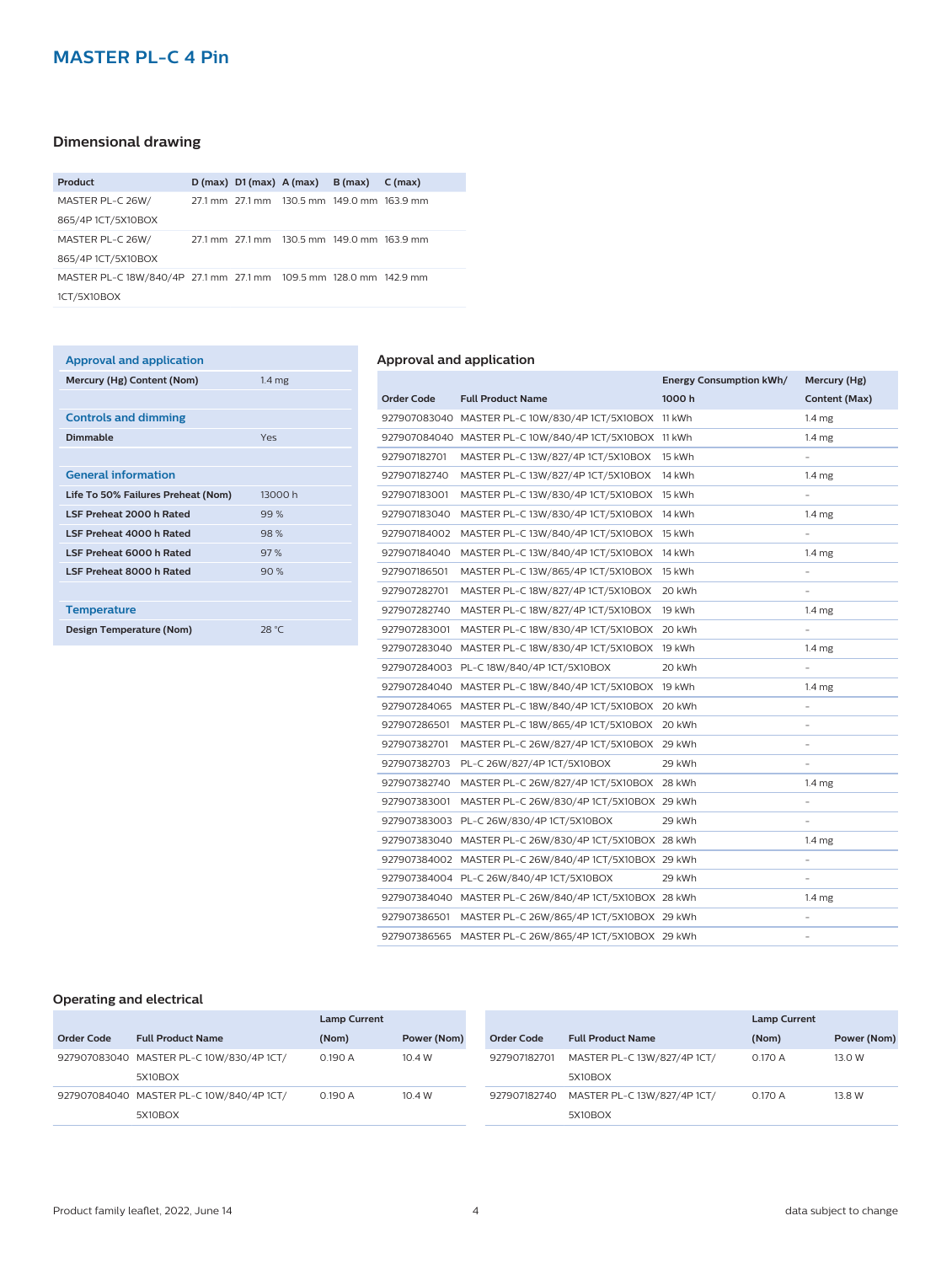# MASTER PL-C 4 Pin

## Dimensional drawing

| Product | D (max) | D1 (max) | A (max) | B (max) | C (max) |
|---|---|---|---|---|---|
| MASTER PL-C 26W/865/4P 1CT/5X10BOX | 27.1 mm | 27.1 mm | 130.5 mm | 149.0 mm | 163.9 mm |
| MASTER PL-C 26W/865/4P 1CT/5X10BOX | 27.1 mm | 27.1 mm | 130.5 mm | 149.0 mm | 163.9 mm |
| MASTER PL-C 18W/840/4P 1CT/5X10BOX | 27.1 mm | 27.1 mm | 109.5 mm | 128.0 mm | 142.9 mm |

### Approval and application

| | |
|---|---|
| **Mercury (Hg) Content (Nom)** | 1.4 mg |

### Controls and dimming

| | |
|---|---|
| **Dimmable** | Yes |

### General information

| | |
|---|---|
| **Life To 50% Failures Preheat (Nom)** | 13000 h |
| **LSF Preheat 2000 h Rated** | 99 % |
| **LSF Preheat 4000 h Rated** | 98 % |
| **LSF Preheat 6000 h Rated** | 97 % |
| **LSF Preheat 8000 h Rated** | 90 % |

### Temperature

| | |
|---|---|
| **Design Temperature (Nom)** | 28 °C |

## Approval and application

| Order Code | Full Product Name | Energy Consumption kWh/ 1000 h | Mercury (Hg) Content (Max) |
|---|---|---|---|
| 927907083040 | MASTER PL-C 10W/830/4P 1CT/5X10BOX | 11 kWh | 1.4 mg |
| 927907084040 | MASTER PL-C 10W/840/4P 1CT/5X10BOX | 11 kWh | 1.4 mg |
| 927907182701 | MASTER PL-C 13W/827/4P 1CT/5X10BOX | 15 kWh | - |
| 927907182740 | MASTER PL-C 13W/827/4P 1CT/5X10BOX | 14 kWh | 1.4 mg |
| 927907183001 | MASTER PL-C 13W/830/4P 1CT/5X10BOX | 15 kWh | - |
| 927907183040 | MASTER PL-C 13W/830/4P 1CT/5X10BOX | 14 kWh | 1.4 mg |
| 927907184002 | MASTER PL-C 13W/840/4P 1CT/5X10BOX | 15 kWh | - |
| 927907184040 | MASTER PL-C 13W/840/4P 1CT/5X10BOX | 14 kWh | 1.4 mg |
| 927907186501 | MASTER PL-C 13W/865/4P 1CT/5X10BOX | 15 kWh | - |
| 927907282701 | MASTER PL-C 18W/827/4P 1CT/5X10BOX | 20 kWh | - |
| 927907282740 | MASTER PL-C 18W/827/4P 1CT/5X10BOX | 19 kWh | 1.4 mg |
| 927907283001 | MASTER PL-C 18W/830/4P 1CT/5X10BOX | 20 kWh | - |
| 927907283040 | MASTER PL-C 18W/830/4P 1CT/5X10BOX | 19 kWh | 1.4 mg |
| 927907284003 | PL-C 18W/840/4P 1CT/5X10BOX | 20 kWh | - |
| 927907284040 | MASTER PL-C 18W/840/4P 1CT/5X10BOX | 19 kWh | 1.4 mg |
| 927907284065 | MASTER PL-C 18W/840/4P 1CT/5X10BOX | 20 kWh | - |
| 927907286501 | MASTER PL-C 18W/865/4P 1CT/5X10BOX | 20 kWh | - |
| 927907382701 | MASTER PL-C 26W/827/4P 1CT/5X10BOX | 29 kWh | - |
| 927907382703 | PL-C 26W/827/4P 1CT/5X10BOX | 29 kWh | - |
| 927907382740 | MASTER PL-C 26W/827/4P 1CT/5X10BOX | 28 kWh | 1.4 mg |
| 927907383001 | MASTER PL-C 26W/830/4P 1CT/5X10BOX | 29 kWh | - |
| 927907383003 | PL-C 26W/830/4P 1CT/5X10BOX | 29 kWh | - |
| 927907383040 | MASTER PL-C 26W/830/4P 1CT/5X10BOX | 28 kWh | 1.4 mg |
| 927907384002 | MASTER PL-C 26W/840/4P 1CT/5X10BOX | 29 kWh | - |
| 927907384004 | PL-C 26W/840/4P 1CT/5X10BOX | 29 kWh | - |
| 927907384040 | MASTER PL-C 26W/840/4P 1CT/5X10BOX | 28 kWh | 1.4 mg |
| 927907386501 | MASTER PL-C 26W/865/4P 1CT/5X10BOX | 29 kWh | - |
| 927907386565 | MASTER PL-C 26W/865/4P 1CT/5X10BOX | 29 kWh | - |

## Operating and electrical

| Order Code | Full Product Name | Lamp Current (Nom) | Power (Nom) |
|---|---|---|---|
| 927907083040 | MASTER PL-C 10W/830/4P 1CT/5X10BOX | 0.190 A | 10.4 W |
| 927907084040 | MASTER PL-C 10W/840/4P 1CT/5X10BOX | 0.190 A | 10.4 W |
| 927907182701 | MASTER PL-C 13W/827/4P 1CT/5X10BOX | 0.170 A | 13.0 W |
| 927907182740 | MASTER PL-C 13W/827/4P 1CT/5X10BOX | 0.170 A | 13.8 W |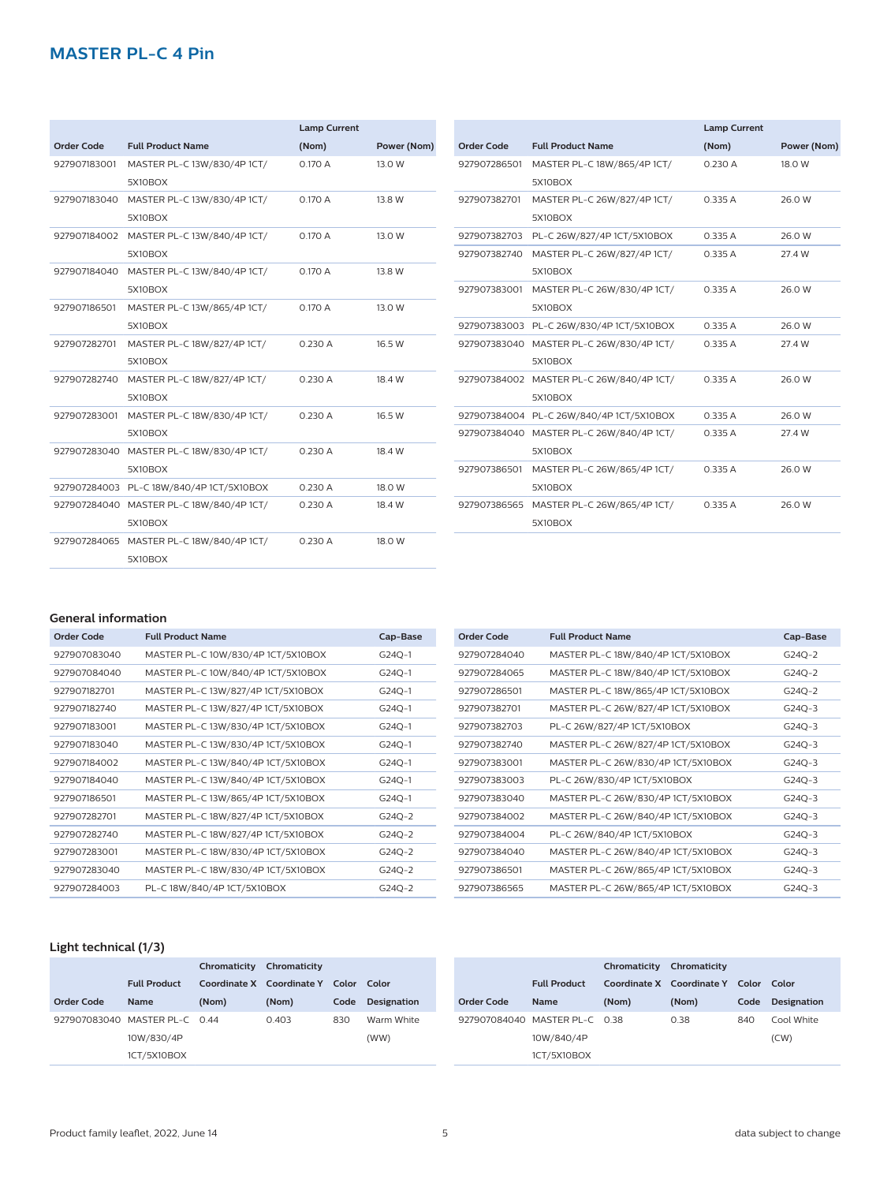## MASTER PL-C 4 Pin

| Order Code | Full Product Name | Lamp Current (Nom) | Power (Nom) |
|---|---|---|---|
| 927907183001 | MASTER PL-C 13W/830/4P 1CT/5X10BOX | 0.170 A | 13.0 W |
| 927907183040 | MASTER PL-C 13W/830/4P 1CT/5X10BOX | 0.170 A | 13.8 W |
| 927907184002 | MASTER PL-C 13W/840/4P 1CT/5X10BOX | 0.170 A | 13.0 W |
| 927907184040 | MASTER PL-C 13W/840/4P 1CT/5X10BOX | 0.170 A | 13.8 W |
| 927907186501 | MASTER PL-C 13W/865/4P 1CT/5X10BOX | 0.170 A | 13.0 W |
| 927907282701 | MASTER PL-C 18W/827/4P 1CT/5X10BOX | 0.230 A | 16.5 W |
| 927907282740 | MASTER PL-C 18W/827/4P 1CT/5X10BOX | 0.230 A | 18.4 W |
| 927907283001 | MASTER PL-C 18W/830/4P 1CT/5X10BOX | 0.230 A | 16.5 W |
| 927907283040 | MASTER PL-C 18W/830/4P 1CT/5X10BOX | 0.230 A | 18.4 W |
| 927907284003 | PL-C 18W/840/4P 1CT/5X10BOX | 0.230 A | 18.0 W |
| 927907284040 | MASTER PL-C 18W/840/4P 1CT/5X10BOX | 0.230 A | 18.4 W |
| 927907284065 | MASTER PL-C 18W/840/4P 1CT/5X10BOX | 0.230 A | 18.0 W |
| 927907286501 | MASTER PL-C 18W/865/4P 1CT/5X10BOX | 0.230 A | 18.0 W |
| 927907382701 | MASTER PL-C 26W/827/4P 1CT/5X10BOX | 0.335 A | 26.0 W |
| 927907382703 | PL-C 26W/827/4P 1CT/5X10BOX | 0.335 A | 26.0 W |
| 927907382740 | MASTER PL-C 26W/827/4P 1CT/5X10BOX | 0.335 A | 27.4 W |
| 927907383001 | MASTER PL-C 26W/830/4P 1CT/5X10BOX | 0.335 A | 26.0 W |
| 927907383003 | PL-C 26W/830/4P 1CT/5X10BOX | 0.335 A | 26.0 W |
| 927907383040 | MASTER PL-C 26W/830/4P 1CT/5X10BOX | 0.335 A | 27.4 W |
| 927907384002 | MASTER PL-C 26W/840/4P 1CT/5X10BOX | 0.335 A | 26.0 W |
| 927907384004 | PL-C 26W/840/4P 1CT/5X10BOX | 0.335 A | 26.0 W |
| 927907384040 | MASTER PL-C 26W/840/4P 1CT/5X10BOX | 0.335 A | 27.4 W |
| 927907386501 | MASTER PL-C 26W/865/4P 1CT/5X10BOX | 0.335 A | 26.0 W |
| 927907386565 | MASTER PL-C 26W/865/4P 1CT/5X10BOX | 0.335 A | 26.0 W |

### General information

| Order Code | Full Product Name | Cap-Base |
|---|---|---|
| 927907083040 | MASTER PL-C 10W/830/4P 1CT/5X10BOX | G24Q-1 |
| 927907084040 | MASTER PL-C 10W/840/4P 1CT/5X10BOX | G24Q-1 |
| 927907182701 | MASTER PL-C 13W/827/4P 1CT/5X10BOX | G24Q-1 |
| 927907182740 | MASTER PL-C 13W/827/4P 1CT/5X10BOX | G24Q-1 |
| 927907183001 | MASTER PL-C 13W/830/4P 1CT/5X10BOX | G24Q-1 |
| 927907183040 | MASTER PL-C 13W/830/4P 1CT/5X10BOX | G24Q-1 |
| 927907184002 | MASTER PL-C 13W/840/4P 1CT/5X10BOX | G24Q-1 |
| 927907184040 | MASTER PL-C 13W/840/4P 1CT/5X10BOX | G24Q-1 |
| 927907186501 | MASTER PL-C 13W/865/4P 1CT/5X10BOX | G24Q-1 |
| 927907282701 | MASTER PL-C 18W/827/4P 1CT/5X10BOX | G24Q-2 |
| 927907282740 | MASTER PL-C 18W/827/4P 1CT/5X10BOX | G24Q-2 |
| 927907283001 | MASTER PL-C 18W/830/4P 1CT/5X10BOX | G24Q-2 |
| 927907283040 | MASTER PL-C 18W/830/4P 1CT/5X10BOX | G24Q-2 |
| 927907284003 | PL-C 18W/840/4P 1CT/5X10BOX | G24Q-2 |
| 927907284040 | MASTER PL-C 18W/840/4P 1CT/5X10BOX | G24Q-2 |
| 927907284065 | MASTER PL-C 18W/840/4P 1CT/5X10BOX | G24Q-2 |
| 927907286501 | MASTER PL-C 18W/865/4P 1CT/5X10BOX | G24Q-2 |
| 927907382701 | MASTER PL-C 26W/827/4P 1CT/5X10BOX | G24Q-3 |
| 927907382703 | PL-C 26W/827/4P 1CT/5X10BOX | G24Q-3 |
| 927907382740 | MASTER PL-C 26W/827/4P 1CT/5X10BOX | G24Q-3 |
| 927907383001 | MASTER PL-C 26W/830/4P 1CT/5X10BOX | G24Q-3 |
| 927907383003 | PL-C 26W/830/4P 1CT/5X10BOX | G24Q-3 |
| 927907383040 | MASTER PL-C 26W/830/4P 1CT/5X10BOX | G24Q-3 |
| 927907384002 | MASTER PL-C 26W/840/4P 1CT/5X10BOX | G24Q-3 |
| 927907384004 | PL-C 26W/840/4P 1CT/5X10BOX | G24Q-3 |
| 927907384040 | MASTER PL-C 26W/840/4P 1CT/5X10BOX | G24Q-3 |
| 927907386501 | MASTER PL-C 26W/865/4P 1CT/5X10BOX | G24Q-3 |
| 927907386565 | MASTER PL-C 26W/865/4P 1CT/5X10BOX | G24Q-3 |

### Light technical (1/3)

| Order Code | Full Product Name | Chromaticity Coordinate X (Nom) | Chromaticity Coordinate Y (Nom) | Color Code | Color Designation |
|---|---|---|---|---|---|
| 927907083040 | MASTER PL-C 10W/830/4P 1CT/5X10BOX | 0.44 | 0.403 | 830 | Warm White (WW) |
| 927907084040 | MASTER PL-C 10W/840/4P 1CT/5X10BOX | 0.38 | 0.38 | 840 | Cool White (CW) |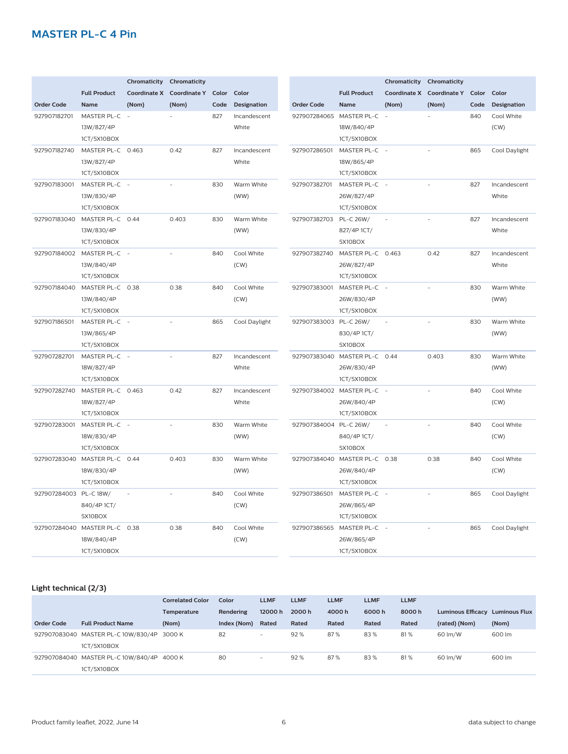## MASTER PL-C 4 Pin

| Order Code | Full Product Name | Chromaticity Coordinate X (Nom) | Chromaticity Coordinate Y (Nom) | Color Code | Color Designation |
|---|---|---|---|---|---|
| 927907182701 | MASTER PL-C 13W/827/4P 1CT/5X10BOX | - | - | 827 | Incandescent White |
| 927907182740 | MASTER PL-C 13W/827/4P 1CT/5X10BOX | 0.463 | 0.42 | 827 | Incandescent White |
| 927907183001 | MASTER PL-C 13W/830/4P 1CT/5X10BOX | - | - | 830 | Warm White (WW) |
| 927907183040 | MASTER PL-C 13W/830/4P 1CT/5X10BOX | 0.44 | 0.403 | 830 | Warm White (WW) |
| 927907184002 | MASTER PL-C 13W/840/4P 1CT/5X10BOX | - | - | 840 | Cool White (CW) |
| 927907184040 | MASTER PL-C 13W/840/4P 1CT/5X10BOX | 0.38 | 0.38 | 840 | Cool White (CW) |
| 927907186501 | MASTER PL-C 13W/865/4P 1CT/5X10BOX | - | - | 865 | Cool Daylight |
| 927907282701 | MASTER PL-C 18W/827/4P 1CT/5X10BOX | - | - | 827 | Incandescent White |
| 927907282740 | MASTER PL-C 18W/827/4P 1CT/5X10BOX | 0.463 | 0.42 | 827 | Incandescent White |
| 927907283001 | MASTER PL-C 18W/830/4P 1CT/5X10BOX | - | - | 830 | Warm White (WW) |
| 927907283040 | MASTER PL-C 18W/830/4P 1CT/5X10BOX | 0.44 | 0.403 | 830 | Warm White (WW) |
| 927907284003 | PL-C 18W/840/4P 1CT/5X10BOX | - | - | 840 | Cool White (CW) |
| 927907284040 | MASTER PL-C 18W/840/4P 1CT/5X10BOX | 0.38 | 0.38 | 840 | Cool White (CW) |
| 927907284065 | MASTER PL-C 18W/840/4P 1CT/5X10BOX | - | - | 840 | Cool White (CW) |
| 927907286501 | MASTER PL-C 18W/865/4P 1CT/5X10BOX | - | - | 865 | Cool Daylight |
| 927907382701 | MASTER PL-C 26W/827/4P 1CT/5X10BOX | - | - | 827 | Incandescent White |
| 927907382703 | PL-C 26W/827/4P 1CT/5X10BOX | - | - | 827 | Incandescent White |
| 927907382740 | MASTER PL-C 26W/827/4P 1CT/5X10BOX | 0.463 | 0.42 | 827 | Incandescent White |
| 927907383001 | MASTER PL-C 26W/830/4P 1CT/5X10BOX | - | - | 830 | Warm White (WW) |
| 927907383003 | PL-C 26W/830/4P 1CT/5X10BOX | - | - | 830 | Warm White (WW) |
| 927907383040 | MASTER PL-C 26W/830/4P 1CT/5X10BOX | 0.44 | 0.403 | 830 | Warm White (WW) |
| 927907384002 | MASTER PL-C 26W/840/4P 1CT/5X10BOX | - | - | 840 | Cool White (CW) |
| 927907384004 | PL-C 26W/840/4P 1CT/5X10BOX | - | - | 840 | Cool White (CW) |
| 927907384040 | MASTER PL-C 26W/840/4P 1CT/5X10BOX | 0.38 | 0.38 | 840 | Cool White (CW) |
| 927907386501 | MASTER PL-C 26W/865/4P 1CT/5X10BOX | - | - | 865 | Cool Daylight |
| 927907386565 | MASTER PL-C 26W/865/4P 1CT/5X10BOX | - | - | 865 | Cool Daylight |

### Light technical (2/3)

| Order Code | Full Product Name | Correlated Color Temperature (Nom) | Color Rendering Index (Nom) | LLMF 12000 h Rated | LLMF 2000 h Rated | LLMF 4000 h Rated | LLMF 6000 h Rated | LLMF 8000 h Rated | Luminous Efficacy (rated) (Nom) | Luminous Flux (Nom) |
|---|---|---|---|---|---|---|---|---|---|---|
| 927907083040 | MASTER PL-C 10W/830/4P 1CT/5X10BOX | 3000 K | 82 | - | 92 % | 87 % | 83 % | 81 % | 60 lm/W | 600 lm |
| 927907084040 | MASTER PL-C 10W/840/4P 1CT/5X10BOX | 4000 K | 80 | - | 92 % | 87 % | 83 % | 81 % | 60 lm/W | 600 lm |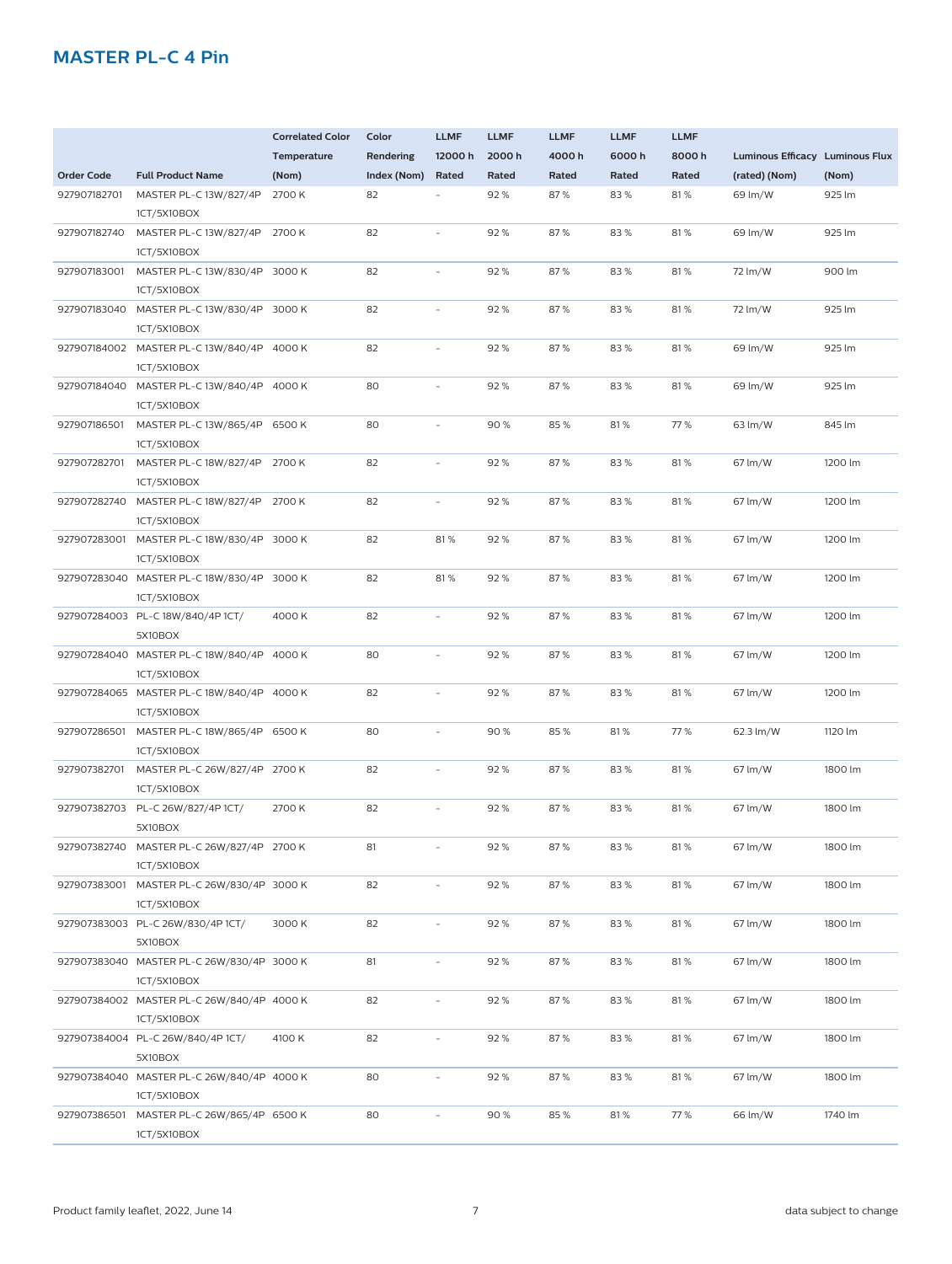## MASTER PL-C 4 Pin

| Order Code | Full Product Name | Correlated Color Temperature (Nom) | Color Rendering Index (Nom) | LLMF 12000 h Rated | LLMF 2000 h Rated | LLMF 4000 h Rated | LLMF 6000 h Rated | LLMF 8000 h Rated | Luminous Efficacy (rated) (Nom) | Luminous Flux (Nom) |
|---|---|---|---|---|---|---|---|---|---|---|
| 927907182701 | MASTER PL-C 13W/827/4P 1CT/5X10BOX | 2700 K | 82 | - | 92 % | 87 % | 83 % | 81 % | 69 lm/W | 925 lm |
| 927907182740 | MASTER PL-C 13W/827/4P 1CT/5X10BOX | 2700 K | 82 | - | 92 % | 87 % | 83 % | 81 % | 69 lm/W | 925 lm |
| 927907183001 | MASTER PL-C 13W/830/4P 1CT/5X10BOX | 3000 K | 82 | - | 92 % | 87 % | 83 % | 81 % | 72 lm/W | 900 lm |
| 927907183040 | MASTER PL-C 13W/830/4P 1CT/5X10BOX | 3000 K | 82 | - | 92 % | 87 % | 83 % | 81 % | 72 lm/W | 925 lm |
| 927907184002 | MASTER PL-C 13W/840/4P 1CT/5X10BOX | 4000 K | 82 | - | 92 % | 87 % | 83 % | 81 % | 69 lm/W | 925 lm |
| 927907184040 | MASTER PL-C 13W/840/4P 1CT/5X10BOX | 4000 K | 80 | - | 92 % | 87 % | 83 % | 81 % | 69 lm/W | 925 lm |
| 927907186501 | MASTER PL-C 13W/865/4P 1CT/5X10BOX | 6500 K | 80 | - | 90 % | 85 % | 81 % | 77 % | 63 lm/W | 845 lm |
| 927907282701 | MASTER PL-C 18W/827/4P 1CT/5X10BOX | 2700 K | 82 | - | 92 % | 87 % | 83 % | 81 % | 67 lm/W | 1200 lm |
| 927907282740 | MASTER PL-C 18W/827/4P 1CT/5X10BOX | 2700 K | 82 | - | 92 % | 87 % | 83 % | 81 % | 67 lm/W | 1200 lm |
| 927907283001 | MASTER PL-C 18W/830/4P 1CT/5X10BOX | 3000 K | 82 | 81 % | 92 % | 87 % | 83 % | 81 % | 67 lm/W | 1200 lm |
| 927907283040 | MASTER PL-C 18W/830/4P 1CT/5X10BOX | 3000 K | 82 | 81 % | 92 % | 87 % | 83 % | 81 % | 67 lm/W | 1200 lm |
| 927907284003 | PL-C 18W/840/4P 1CT/5X10BOX | 4000 K | 82 | - | 92 % | 87 % | 83 % | 81 % | 67 lm/W | 1200 lm |
| 927907284040 | MASTER PL-C 18W/840/4P 1CT/5X10BOX | 4000 K | 80 | - | 92 % | 87 % | 83 % | 81 % | 67 lm/W | 1200 lm |
| 927907284065 | MASTER PL-C 18W/840/4P 1CT/5X10BOX | 4000 K | 82 | - | 92 % | 87 % | 83 % | 81 % | 67 lm/W | 1200 lm |
| 927907286501 | MASTER PL-C 18W/865/4P 1CT/5X10BOX | 6500 K | 80 | - | 90 % | 85 % | 81 % | 77 % | 62.3 lm/W | 1120 lm |
| 927907382701 | MASTER PL-C 26W/827/4P 1CT/5X10BOX | 2700 K | 82 | - | 92 % | 87 % | 83 % | 81 % | 67 lm/W | 1800 lm |
| 927907382703 | PL-C 26W/827/4P 1CT/5X10BOX | 2700 K | 82 | - | 92 % | 87 % | 83 % | 81 % | 67 lm/W | 1800 lm |
| 927907382740 | MASTER PL-C 26W/827/4P 1CT/5X10BOX | 2700 K | 81 | - | 92 % | 87 % | 83 % | 81 % | 67 lm/W | 1800 lm |
| 927907383001 | MASTER PL-C 26W/830/4P 1CT/5X10BOX | 3000 K | 82 | - | 92 % | 87 % | 83 % | 81 % | 67 lm/W | 1800 lm |
| 927907383003 | PL-C 26W/830/4P 1CT/5X10BOX | 3000 K | 82 | - | 92 % | 87 % | 83 % | 81 % | 67 lm/W | 1800 lm |
| 927907383040 | MASTER PL-C 26W/830/4P 1CT/5X10BOX | 3000 K | 81 | - | 92 % | 87 % | 83 % | 81 % | 67 lm/W | 1800 lm |
| 927907384002 | MASTER PL-C 26W/840/4P 1CT/5X10BOX | 4000 K | 82 | - | 92 % | 87 % | 83 % | 81 % | 67 lm/W | 1800 lm |
| 927907384004 | PL-C 26W/840/4P 1CT/5X10BOX | 4100 K | 82 | - | 92 % | 87 % | 83 % | 81 % | 67 lm/W | 1800 lm |
| 927907384040 | MASTER PL-C 26W/840/4P 1CT/5X10BOX | 4000 K | 80 | - | 92 % | 87 % | 83 % | 81 % | 67 lm/W | 1800 lm |
| 927907386501 | MASTER PL-C 26W/865/4P 1CT/5X10BOX | 6500 K | 80 | - | 90 % | 85 % | 81 % | 77 % | 66 lm/W | 1740 lm |

Product family leaflet, 2022, June 14 — data subject to change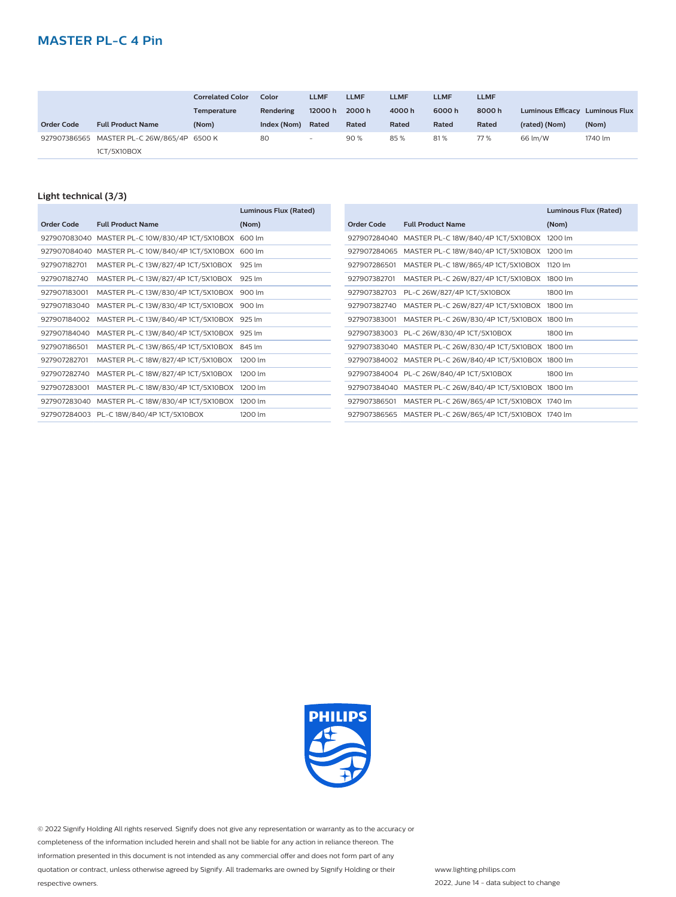## MASTER PL-C 4 Pin

| Order Code | Full Product Name | Correlated Color Temperature (Nom) | Color Rendering Index (Nom) | LLMF 12000 h Rated | LLMF 2000 h Rated | LLMF 4000 h Rated | LLMF 6000 h Rated | LLMF 8000 h Rated | Luminous Efficacy (rated) (Nom) | Luminous Flux (Nom) |
|---|---|---|---|---|---|---|---|---|---|---|
| 927907386565 | MASTER PL-C 26W/865/4P 1CT/5X10BOX | 6500 K | 80 | - | 90 % | 85 % | 81 % | 77 % | 66 lm/W | 1740 lm |

### Light technical (3/3)

| Order Code | Full Product Name | Luminous Flux (Rated) (Nom) |
|---|---|---|
| 927907083040 | MASTER PL-C 10W/830/4P 1CT/5X10BOX | 600 lm |
| 927907084040 | MASTER PL-C 10W/840/4P 1CT/5X10BOX | 600 lm |
| 927907182701 | MASTER PL-C 13W/827/4P 1CT/5X10BOX | 925 lm |
| 927907182740 | MASTER PL-C 13W/827/4P 1CT/5X10BOX | 925 lm |
| 927907183001 | MASTER PL-C 13W/830/4P 1CT/5X10BOX | 900 lm |
| 927907183040 | MASTER PL-C 13W/830/4P 1CT/5X10BOX | 900 lm |
| 927907184002 | MASTER PL-C 13W/840/4P 1CT/5X10BOX | 925 lm |
| 927907184040 | MASTER PL-C 13W/840/4P 1CT/5X10BOX | 925 lm |
| 927907186501 | MASTER PL-C 13W/865/4P 1CT/5X10BOX | 845 lm |
| 927907282701 | MASTER PL-C 18W/827/4P 1CT/5X10BOX | 1200 lm |
| 927907282740 | MASTER PL-C 18W/827/4P 1CT/5X10BOX | 1200 lm |
| 927907283001 | MASTER PL-C 18W/830/4P 1CT/5X10BOX | 1200 lm |
| 927907283040 | MASTER PL-C 18W/830/4P 1CT/5X10BOX | 1200 lm |
| 927907284003 | PL-C 18W/840/4P 1CT/5X10BOX | 1200 lm |
| 927907284040 | MASTER PL-C 18W/840/4P 1CT/5X10BOX | 1200 lm |
| 927907284065 | MASTER PL-C 18W/840/4P 1CT/5X10BOX | 1200 lm |
| 927907286501 | MASTER PL-C 18W/865/4P 1CT/5X10BOX | 1120 lm |
| 927907382701 | MASTER PL-C 26W/827/4P 1CT/5X10BOX | 1800 lm |
| 927907382703 | PL-C 26W/827/4P 1CT/5X10BOX | 1800 lm |
| 927907382740 | MASTER PL-C 26W/827/4P 1CT/5X10BOX | 1800 lm |
| 927907383001 | MASTER PL-C 26W/830/4P 1CT/5X10BOX | 1800 lm |
| 927907383003 | PL-C 26W/830/4P 1CT/5X10BOX | 1800 lm |
| 927907383040 | MASTER PL-C 26W/830/4P 1CT/5X10BOX | 1800 lm |
| 927907384002 | MASTER PL-C 26W/840/4P 1CT/5X10BOX | 1800 lm |
| 927907384004 | PL-C 26W/840/4P 1CT/5X10BOX | 1800 lm |
| 927907384040 | MASTER PL-C 26W/840/4P 1CT/5X10BOX | 1800 lm |
| 927907386501 | MASTER PL-C 26W/865/4P 1CT/5X10BOX | 1740 lm |
| 927907386565 | MASTER PL-C 26W/865/4P 1CT/5X10BOX | 1740 lm |

© 2022 Signify Holding All rights reserved. Signify does not give any representation or warranty as to the accuracy or completeness of the information included herein and shall not be liable for any action in reliance thereon. The information presented in this document is not intended as any commercial offer and does not form part of any quotation or contract, unless otherwise agreed by Signify. All trademarks are owned by Signify Holding or their respective owners.

www.lighting.philips.com

2022, June 14 - data subject to change